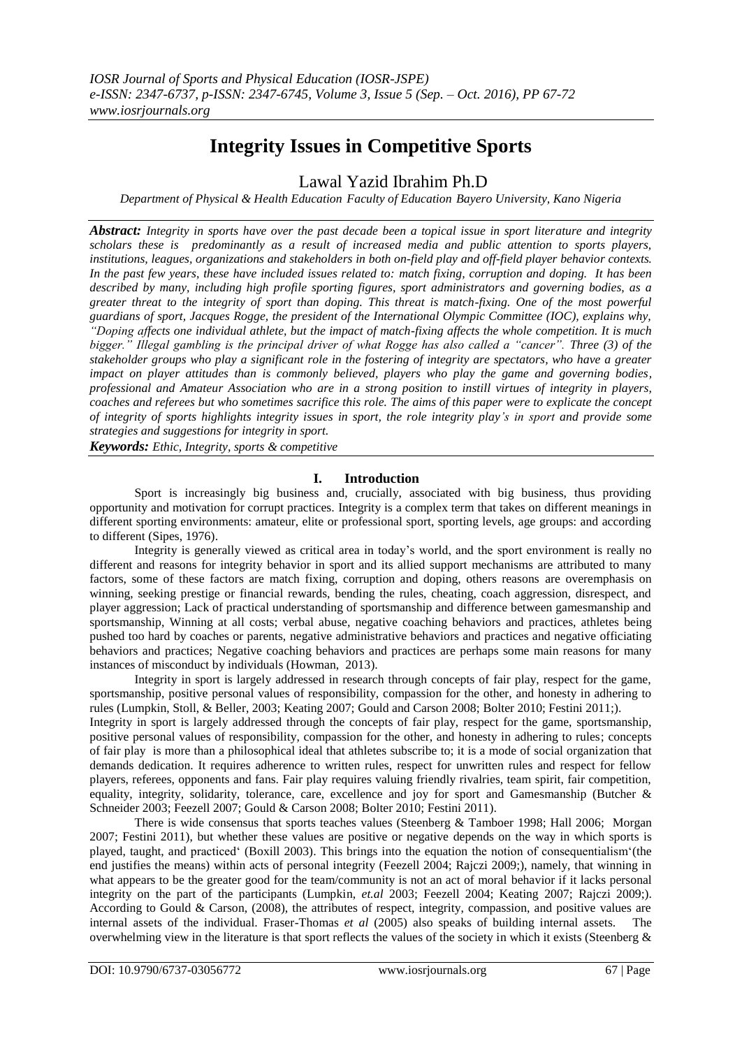# Integrity Issues in Competitive Sports

Lawal Yazid Ibrahim Ph.D

*Department of Physical & Health Education Faculty of Education Bayero University, Kano Nigeria*

***Abstract:*** *Integrity in sports have over the past decade been a topical issue in sport literature and integrity scholars these is predominantly as a result of increased media and public attention to sports players, institutions, leagues, organizations and stakeholders in both on-field play and off-field player behavior contexts. In the past few years, these have included issues related to: match fixing, corruption and doping. It has been described by many, including high profile sporting figures, sport administrators and governing bodies, as a greater threat to the integrity of sport than doping. This threat is match-fixing. One of the most powerful guardians of sport, Jacques Rogge, the president of the International Olympic Committee (IOC), explains why, "Doping affects one individual athlete, but the impact of match-fixing affects the whole competition. It is much bigger." Illegal gambling is the principal driver of what Rogge has also called a "cancer". Three (3) of the stakeholder groups who play a significant role in the fostering of integrity are spectators, who have a greater impact on player attitudes than is commonly believed, players who play the game and governing bodies, professional and Amateur Association who are in a strong position to instill virtues of integrity in players, coaches and referees but who sometimes sacrifice this role. The aims of this paper were to explicate the concept of integrity of sports highlights integrity issues in sport, the role integrity play's in sport and provide some strategies and suggestions for integrity in sport.*

***Keywords:*** *Ethic, Integrity, sports & competitive*

## I. Introduction

Sport is increasingly big business and, crucially, associated with big business, thus providing opportunity and motivation for corrupt practices. Integrity is a complex term that takes on different meanings in different sporting environments: amateur, elite or professional sport, sporting levels, age groups: and according to different (Sipes, 1976).

Integrity is generally viewed as critical area in today's world, and the sport environment is really no different and reasons for integrity behavior in sport and its allied support mechanisms are attributed to many factors, some of these factors are match fixing, corruption and doping, others reasons are overemphasis on winning, seeking prestige or financial rewards, bending the rules, cheating, coach aggression, disrespect, and player aggression; Lack of practical understanding of sportsmanship and difference between gamesmanship and sportsmanship, Winning at all costs; verbal abuse, negative coaching behaviors and practices, athletes being pushed too hard by coaches or parents, negative administrative behaviors and practices and negative officiating behaviors and practices; Negative coaching behaviors and practices are perhaps some main reasons for many instances of misconduct by individuals (Howman, 2013).

Integrity in sport is largely addressed in research through concepts of fair play, respect for the game, sportsmanship, positive personal values of responsibility, compassion for the other, and honesty in adhering to rules (Lumpkin, Stoll, & Beller, 2003; Keating 2007; Gould and Carson 2008; Bolter 2010; Festini 2011;).

Integrity in sport is largely addressed through the concepts of fair play, respect for the game, sportsmanship, positive personal values of responsibility, compassion for the other, and honesty in adhering to rules; concepts of fair play is more than a philosophical ideal that athletes subscribe to; it is a mode of social organization that demands dedication. It requires adherence to written rules, respect for unwritten rules and respect for fellow players, referees, opponents and fans. Fair play requires valuing friendly rivalries, team spirit, fair competition, equality, integrity, solidarity, tolerance, care, excellence and joy for sport and Gamesmanship (Butcher & Schneider 2003; Feezell 2007; Gould & Carson 2008; Bolter 2010; Festini 2011).

There is wide consensus that sports teaches values (Steenberg & Tamboer 1998; Hall 2006; Morgan 2007; Festini 2011), but whether these values are positive or negative depends on the way in which sports is played, taught, and practiced' (Boxill 2003). This brings into the equation the notion of consequentialism'(the end justifies the means) within acts of personal integrity (Feezell 2004; Rajczi 2009;), namely, that winning in what appears to be the greater good for the team/community is not an act of moral behavior if it lacks personal integrity on the part of the participants (Lumpkin, *et.al* 2003; Feezell 2004; Keating 2007; Rajczi 2009;). According to Gould & Carson, (2008), the attributes of respect, integrity, compassion, and positive values are internal assets of the individual. Fraser-Thomas *et al* (2005) also speaks of building internal assets. The overwhelming view in the literature is that sport reflects the values of the society in which it exists (Steenberg &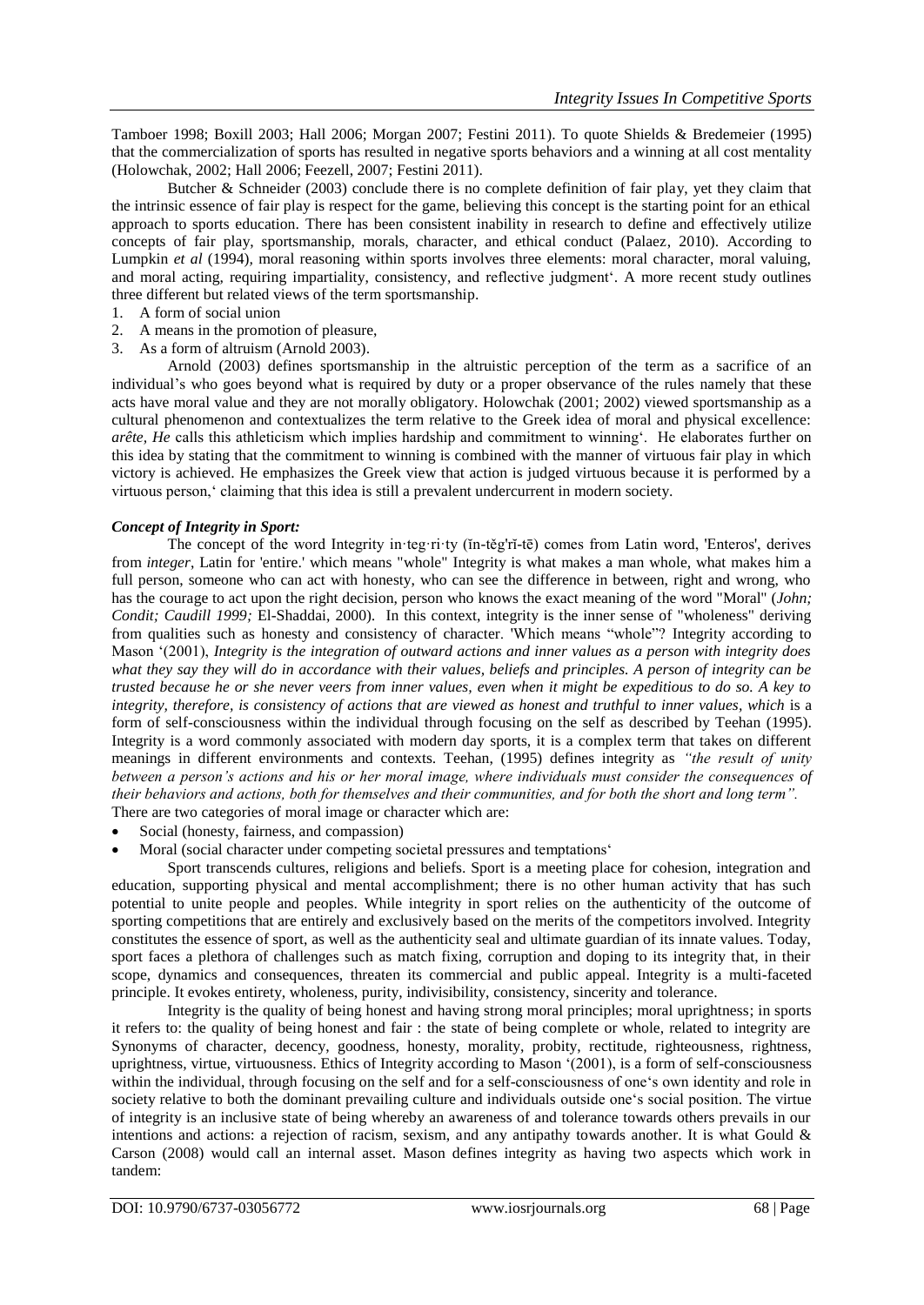Tamboer 1998; Boxill 2003; Hall 2006; Morgan 2007; Festini 2011). To quote Shields & Bredemeier (1995) that the commercialization of sports has resulted in negative sports behaviors and a winning at all cost mentality (Holowchak, 2002; Hall 2006; Feezell, 2007; Festini 2011).

Butcher & Schneider (2003) conclude there is no complete definition of fair play, yet they claim that the intrinsic essence of fair play is respect for the game, believing this concept is the starting point for an ethical approach to sports education. There has been consistent inability in research to define and effectively utilize concepts of fair play, sportsmanship, morals, character, and ethical conduct (Palaez, 2010). According to Lumpkin *et al* (1994), moral reasoning within sports involves three elements: moral character, moral valuing, and moral acting, requiring impartiality, consistency, and reflective judgment'. A more recent study outlines three different but related views of the term sportsmanship.

1. A form of social union
2. A means in the promotion of pleasure,
3. As a form of altruism (Arnold 2003).

Arnold (2003) defines sportsmanship in the altruistic perception of the term as a sacrifice of an individual's who goes beyond what is required by duty or a proper observance of the rules namely that these acts have moral value and they are not morally obligatory. Holowchak (2001; 2002) viewed sportsmanship as a cultural phenomenon and contextualizes the term relative to the Greek idea of moral and physical excellence: *arête, He* calls this athleticism which implies hardship and commitment to winning'. He elaborates further on this idea by stating that the commitment to winning is combined with the manner of virtuous fair play in which victory is achieved. He emphasizes the Greek view that action is judged virtuous because it is performed by a virtuous person,' claiming that this idea is still a prevalent undercurrent in modern society.

***Concept of Integrity in Sport:***

The concept of the word Integrity in·teg·ri·ty (ĭn-tĕg'rĭ-tē) comes from Latin word, 'Enteros', derives from *integer*, Latin for 'entire.' which means "whole" Integrity is what makes a man whole, what makes him a full person, someone who can act with honesty, who can see the difference in between, right and wrong, who has the courage to act upon the right decision, person who knows the exact meaning of the word "Moral" (*John; Condit; Caudill 1999;* El-Shaddai, 2000). In this context, integrity is the inner sense of "wholeness" deriving from qualities such as honesty and consistency of character. 'Which means "whole"? Integrity according to Mason '(2001), *Integrity is the integration of outward actions and inner values as a person with integrity does what they say they will do in accordance with their values, beliefs and principles. A person of integrity can be trusted because he or she never veers from inner values, even when it might be expeditious to do so. A key to integrity, therefore, is consistency of actions that are viewed as honest and truthful to inner values, which* is a form of self-consciousness within the individual through focusing on the self as described by Teehan (1995). Integrity is a word commonly associated with modern day sports, it is a complex term that takes on different meanings in different environments and contexts. Teehan, (1995) defines integrity as *"the result of unity between a person's actions and his or her moral image, where individuals must consider the consequences of their behaviors and actions, both for themselves and their communities, and for both the short and long term".* There are two categories of moral image or character which are:

- Social (honesty, fairness, and compassion)
- Moral (social character under competing societal pressures and temptations'

Sport transcends cultures, religions and beliefs. Sport is a meeting place for cohesion, integration and education, supporting physical and mental accomplishment; there is no other human activity that has such potential to unite people and peoples. While integrity in sport relies on the authenticity of the outcome of sporting competitions that are entirely and exclusively based on the merits of the competitors involved. Integrity constitutes the essence of sport, as well as the authenticity seal and ultimate guardian of its innate values. Today, sport faces a plethora of challenges such as match fixing, corruption and doping to its integrity that, in their scope, dynamics and consequences, threaten its commercial and public appeal. Integrity is a multi-faceted principle. It evokes entirety, wholeness, purity, indivisibility, consistency, sincerity and tolerance.

Integrity is the quality of being honest and having strong moral principles; moral uprightness; in sports it refers to: the quality of being honest and fair : the state of being complete or whole, related to integrity are Synonyms of character, decency, goodness, honesty, morality, probity, rectitude, righteousness, rightness, uprightness, virtue, virtuousness. Ethics of Integrity according to Mason '(2001), is a form of self-consciousness within the individual, through focusing on the self and for a self-consciousness of one's own identity and role in society relative to both the dominant prevailing culture and individuals outside one's social position. The virtue of integrity is an inclusive state of being whereby an awareness of and tolerance towards others prevails in our intentions and actions: a rejection of racism, sexism, and any antipathy towards another. It is what Gould & Carson (2008) would call an internal asset. Mason defines integrity as having two aspects which work in tandem: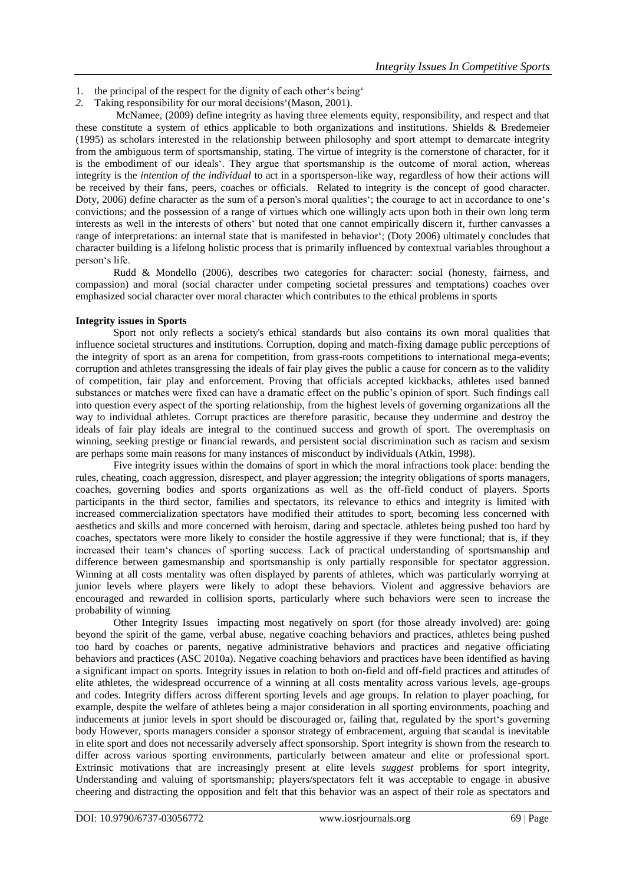1. the principal of the respect for the dignity of each other's being'
2. Taking responsibility for our moral decisions'(Mason, 2001).

McNamee, (2009) define integrity as having three elements equity, responsibility, and respect and that these constitute a system of ethics applicable to both organizations and institutions. Shields & Bredemeier (1995) as scholars interested in the relationship between philosophy and sport attempt to demarcate integrity from the ambiguous term of sportsmanship, stating. The virtue of integrity is the cornerstone of character, for it is the embodiment of our ideals'. They argue that sportsmanship is the outcome of moral action, whereas integrity is the *intention of the individual* to act in a sportsperson-like way, regardless of how their actions will be received by their fans, peers, coaches or officials. Related to integrity is the concept of good character. Doty, 2006) define character as the sum of a person's moral qualities'; the courage to act in accordance to one's convictions; and the possession of a range of virtues which one willingly acts upon both in their own long term interests as well in the interests of others' but noted that one cannot empirically discern it, further canvasses a range of interpretations: an internal state that is manifested in behavior'; (Doty 2006) ultimately concludes that character building is a lifelong holistic process that is primarily influenced by contextual variables throughout a person's life.

Rudd & Mondello (2006), describes two categories for character: social (honesty, fairness, and compassion) and moral (social character under competing societal pressures and temptations) coaches over emphasized social character over moral character which contributes to the ethical problems in sports

**Integrity issues in Sports**

Sport not only reflects a society's ethical standards but also contains its own moral qualities that influence societal structures and institutions. Corruption, doping and match-fixing damage public perceptions of the integrity of sport as an arena for competition, from grass-roots competitions to international mega-events; corruption and athletes transgressing the ideals of fair play gives the public a cause for concern as to the validity of competition, fair play and enforcement. Proving that officials accepted kickbacks, athletes used banned substances or matches were fixed can have a dramatic effect on the public's opinion of sport. Such findings call into question every aspect of the sporting relationship, from the highest levels of governing organizations all the way to individual athletes. Corrupt practices are therefore parasitic, because they undermine and destroy the ideals of fair play ideals are integral to the continued success and growth of sport. The overemphasis on winning, seeking prestige or financial rewards, and persistent social discrimination such as racism and sexism are perhaps some main reasons for many instances of misconduct by individuals (Atkin, 1998).

Five integrity issues within the domains of sport in which the moral infractions took place: bending the rules, cheating, coach aggression, disrespect, and player aggression; the integrity obligations of sports managers, coaches, governing bodies and sports organizations as well as the off-field conduct of players. Sports participants in the third sector, families and spectators, its relevance to ethics and integrity is limited with increased commercialization spectators have modified their attitudes to sport, becoming less concerned with aesthetics and skills and more concerned with heroism, daring and spectacle. athletes being pushed too hard by coaches, spectators were more likely to consider the hostile aggressive if they were functional; that is, if they increased their team's chances of sporting success. Lack of practical understanding of sportsmanship and difference between gamesmanship and sportsmanship is only partially responsible for spectator aggression. Winning at all costs mentality was often displayed by parents of athletes, which was particularly worrying at junior levels where players were likely to adopt these behaviors. Violent and aggressive behaviors are encouraged and rewarded in collision sports, particularly where such behaviors were seen to increase the probability of winning

Other Integrity Issues impacting most negatively on sport (for those already involved) are: going beyond the spirit of the game, verbal abuse, negative coaching behaviors and practices, athletes being pushed too hard by coaches or parents, negative administrative behaviors and practices and negative officiating behaviors and practices (ASC 2010a). Negative coaching behaviors and practices have been identified as having a significant impact on sports. Integrity issues in relation to both on-field and off-field practices and attitudes of elite athletes, the widespread occurrence of a winning at all costs mentality across various levels, age-groups and codes. Integrity differs across different sporting levels and age groups. In relation to player poaching, for example, despite the welfare of athletes being a major consideration in all sporting environments, poaching and inducements at junior levels in sport should be discouraged or, failing that, regulated by the sport's governing body However, sports managers consider a sponsor strategy of embracement, arguing that scandal is inevitable in elite sport and does not necessarily adversely affect sponsorship. Sport integrity is shown from the research to differ across various sporting environments, particularly between amateur and elite or professional sport. Extrinsic motivations that are increasingly present at elite levels *suggest* problems for sport integrity, Understanding and valuing of sportsmanship; players/spectators felt it was acceptable to engage in abusive cheering and distracting the opposition and felt that this behavior was an aspect of their role as spectators and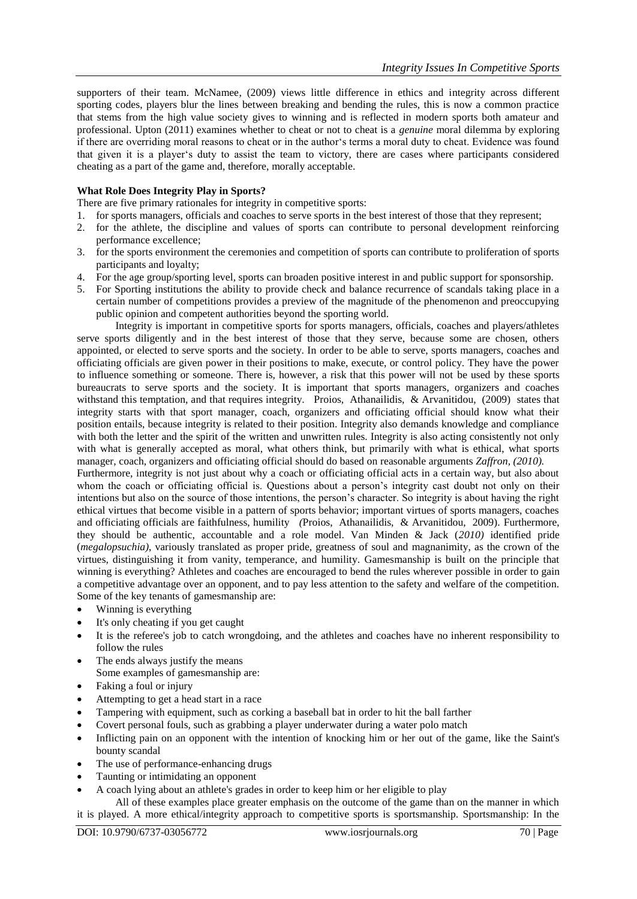supporters of their team. McNamee, (2009) views little difference in ethics and integrity across different sporting codes, players blur the lines between breaking and bending the rules, this is now a common practice that stems from the high value society gives to winning and is reflected in modern sports both amateur and professional. Upton (2011) examines whether to cheat or not to cheat is a *genuine* moral dilemma by exploring if there are overriding moral reasons to cheat or in the author's terms a moral duty to cheat. Evidence was found that given it is a player's duty to assist the team to victory, there are cases where participants considered cheating as a part of the game and, therefore, morally acceptable.

**What Role Does Integrity Play in Sports?**

There are five primary rationales for integrity in competitive sports:

1. for sports managers, officials and coaches to serve sports in the best interest of those that they represent;
2. for the athlete, the discipline and values of sports can contribute to personal development reinforcing performance excellence;
3. for the sports environment the ceremonies and competition of sports can contribute to proliferation of sports participants and loyalty;
4. For the age group/sporting level, sports can broaden positive interest in and public support for sponsorship.
5. For Sporting institutions the ability to provide check and balance recurrence of scandals taking place in a certain number of competitions provides a preview of the magnitude of the phenomenon and preoccupying public opinion and competent authorities beyond the sporting world.

Integrity is important in competitive sports for sports managers, officials, coaches and players/athletes serve sports diligently and in the best interest of those that they serve, because some are chosen, others appointed, or elected to serve sports and the society. In order to be able to serve, sports managers, coaches and officiating officials are given power in their positions to make, execute, or control policy. They have the power to influence something or someone. There is, however, a risk that this power will not be used by these sports bureaucrats to serve sports and the society. It is important that sports managers, organizers and coaches withstand this temptation, and that requires integrity. Proios, Athanailidis, & Arvanitidou, (2009) states that integrity starts with that sport manager, coach, organizers and officiating official should know what their position entails, because integrity is related to their position. Integrity also demands knowledge and compliance with both the letter and the spirit of the written and unwritten rules. Integrity is also acting consistently not only with what is generally accepted as moral, what others think, but primarily with what is ethical, what sports manager, coach, organizers and officiating official should do based on reasonable arguments *Zaffron, (2010).*

Furthermore, integrity is not just about why a coach or officiating official acts in a certain way, but also about whom the coach or officiating official is. Questions about a person's integrity cast doubt not only on their intentions but also on the source of those intentions, the person's character. So integrity is about having the right ethical virtues that become visible in a pattern of sports behavior; important virtues of sports managers, coaches and officiating officials are faithfulness, humility *(*Proios, Athanailidis, & Arvanitidou, 2009). Furthermore, they should be authentic, accountable and a role model. Van Minden & Jack (*2010)* identified pride (*megalopsuchia)*, variously translated as proper pride, greatness of soul and magnanimity, as the crown of the virtues, distinguishing it from vanity, temperance, and humility. Gamesmanship is built on the principle that winning is everything? Athletes and coaches are encouraged to bend the rules wherever possible in order to gain a competitive advantage over an opponent, and to pay less attention to the safety and welfare of the competition. Some of the key tenants of gamesmanship are:

- Winning is everything
- It's only cheating if you get caught
- It is the referee's job to catch wrongdoing, and the athletes and coaches have no inherent responsibility to follow the rules
- The ends always justify the means

Some examples of gamesmanship are:

- Faking a foul or injury
- Attempting to get a head start in a race
- Tampering with equipment, such as corking a baseball bat in order to hit the ball farther
- Covert personal fouls, such as grabbing a player underwater during a water polo match
- Inflicting pain on an opponent with the intention of knocking him or her out of the game, like the Saint's bounty scandal
- The use of performance-enhancing drugs
- Taunting or intimidating an opponent
- A coach lying about an athlete's grades in order to keep him or her eligible to play

All of these examples place greater emphasis on the outcome of the game than on the manner in which it is played. A more ethical/integrity approach to competitive sports is sportsmanship. Sportsmanship: In the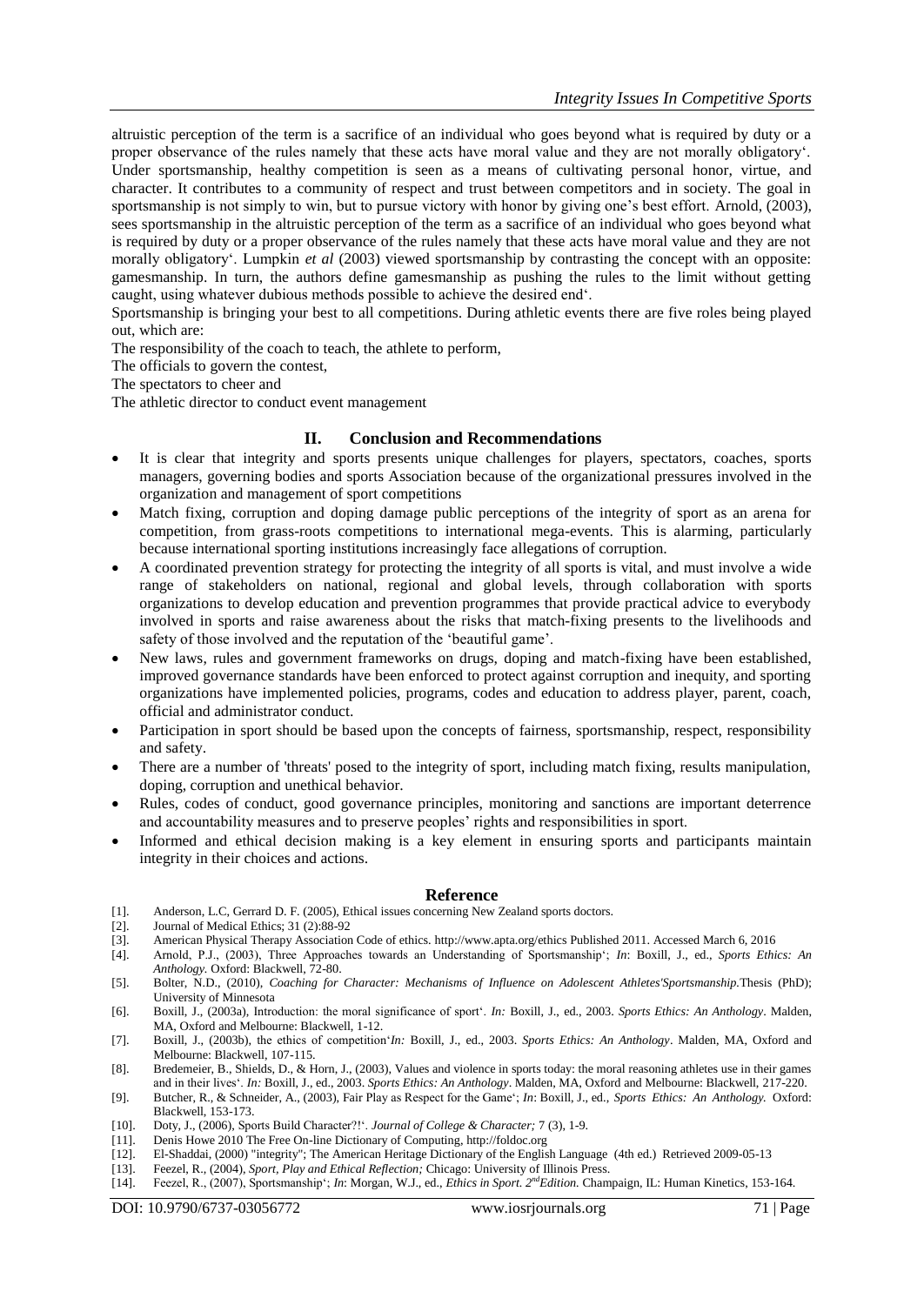altruistic perception of the term is a sacrifice of an individual who goes beyond what is required by duty or a proper observance of the rules namely that these acts have moral value and they are not morally obligatory'. Under sportsmanship, healthy competition is seen as a means of cultivating personal honor, virtue, and character. It contributes to a community of respect and trust between competitors and in society. The goal in sportsmanship is not simply to win, but to pursue victory with honor by giving one's best effort. Arnold, (2003), sees sportsmanship in the altruistic perception of the term as a sacrifice of an individual who goes beyond what is required by duty or a proper observance of the rules namely that these acts have moral value and they are not morally obligatory'. Lumpkin *et al* (2003) viewed sportsmanship by contrasting the concept with an opposite: gamesmanship. In turn, the authors define gamesmanship as pushing the rules to the limit without getting caught, using whatever dubious methods possible to achieve the desired end'.

Sportsmanship is bringing your best to all competitions. During athletic events there are five roles being played out, which are:

The responsibility of the coach to teach, the athlete to perform,

The officials to govern the contest,

The spectators to cheer and

The athletic director to conduct event management

## II. Conclusion and Recommendations

- It is clear that integrity and sports presents unique challenges for players, spectators, coaches, sports managers, governing bodies and sports Association because of the organizational pressures involved in the organization and management of sport competitions
- Match fixing, corruption and doping damage public perceptions of the integrity of sport as an arena for competition, from grass-roots competitions to international mega-events. This is alarming, particularly because international sporting institutions increasingly face allegations of corruption.
- A coordinated prevention strategy for protecting the integrity of all sports is vital, and must involve a wide range of stakeholders on national, regional and global levels, through collaboration with sports organizations to develop education and prevention programmes that provide practical advice to everybody involved in sports and raise awareness about the risks that match-fixing presents to the livelihoods and safety of those involved and the reputation of the 'beautiful game'.
- New laws, rules and government frameworks on drugs, doping and match-fixing have been established, improved governance standards have been enforced to protect against corruption and inequity, and sporting organizations have implemented policies, programs, codes and education to address player, parent, coach, official and administrator conduct.
- Participation in sport should be based upon the concepts of fairness, sportsmanship, respect, responsibility and safety.
- There are a number of 'threats' posed to the integrity of sport, including match fixing, results manipulation, doping, corruption and unethical behavior.
- Rules, codes of conduct, good governance principles, monitoring and sanctions are important deterrence and accountability measures and to preserve peoples' rights and responsibilities in sport.
- Informed and ethical decision making is a key element in ensuring sports and participants maintain integrity in their choices and actions.

## Reference

[1]. Anderson, L.C, Gerrard D. F. (2005), Ethical issues concerning New Zealand sports doctors.

[2]. Journal of Medical Ethics; 31 (2):88-92

[3]. American Physical Therapy Association Code of ethics. http://www.apta.org/ethics Published 2011. Accessed March 6, 2016

[4]. Arnold, P.J., (2003), Three Approaches towards an Understanding of Sportsmanship'; *In*: Boxill, J., ed., *Sports Ethics: An Anthology.* Oxford: Blackwell, 72-80.

[5]. Bolter, N.D., (2010), *Coaching for Character: Mechanisms of Influence on Adolescent Athletes'Sportsmanship.*Thesis (PhD); University of Minnesota

[6]. Boxill, J., (2003a), Introduction: the moral significance of sport'. *In:* Boxill, J., ed., 2003. *Sports Ethics: An Anthology*. Malden, MA, Oxford and Melbourne: Blackwell, 1-12.

[7]. Boxill, J., (2003b), the ethics of competition'*In:* Boxill, J., ed., 2003. *Sports Ethics: An Anthology*. Malden, MA, Oxford and Melbourne: Blackwell, 107-115.

[8]. Bredemeier, B., Shields, D., & Horn, J., (2003), Values and violence in sports today: the moral reasoning athletes use in their games and in their lives'. *In:* Boxill, J., ed., 2003. *Sports Ethics: An Anthology*. Malden, MA, Oxford and Melbourne: Blackwell, 217-220.

[9]. Butcher, R., & Schneider, A., (2003), Fair Play as Respect for the Game'; *In*: Boxill, J., ed., *Sports Ethics: An Anthology.* Oxford: Blackwell, 153-173.

[10]. Doty, J., (2006), Sports Build Character?!'. *Journal of College & Character;* 7 (3), 1-9.

[11]. Denis Howe 2010 The Free On-line Dictionary of Computing, http://foldoc.org

[12]. El-Shaddai, (2000) "integrity"; The American Heritage Dictionary of the English Language (4th ed.) Retrieved 2009-05-13

[13]. Feezel, R., (2004), *Sport, Play and Ethical Reflection;* Chicago: University of Illinois Press.

[14]. Feezel, R., (2007), Sportsmanship'; *In*: Morgan, W.J., ed., *Ethics in Sport. 2nd Edition.* Champaign, IL: Human Kinetics, 153-164.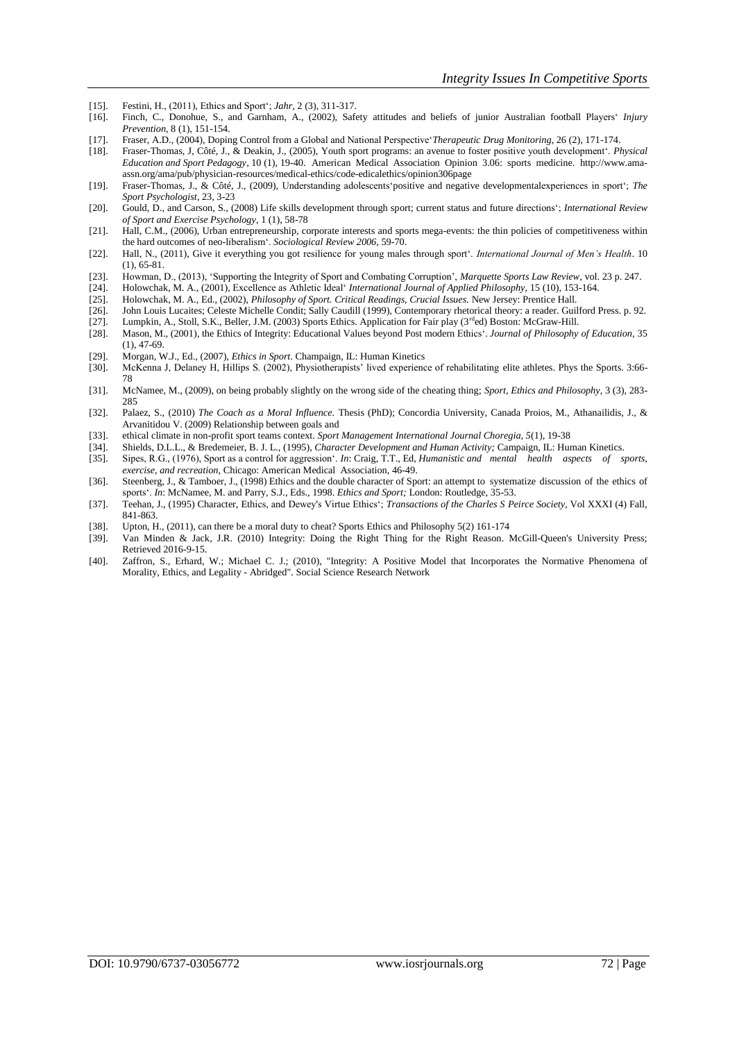[15]. Festini, H., (2011), Ethics and Sport'; *Jahr*, 2 (3), 311-317.

[16]. Finch, C., Donohue, S., and Garnham, A., (2002), Safety attitudes and beliefs of junior Australian football Players' *Injury Prevention*, 8 (1), 151-154.

[17]. Fraser, A.D., (2004), Doping Control from a Global and National Perspective'*Therapeutic Drug Monitoring*, 26 (2), 171-174.

[18]. Fraser-Thomas, J, Côté, J., & Deakin, J., (2005), Youth sport programs: an avenue to foster positive youth development'. *Physical Education and Sport Pedagogy*, 10 (1), 19-40. American Medical Association Opinion 3.06: sports medicine. http://www.ama-assn.org/ama/pub/physician-resources/medical-ethics/code-edicalethics/opinion306page

[19]. Fraser-Thomas, J., & Côté, J., (2009), Understanding adolescents'positive and negative developmentalexperiences in sport'; *The Sport Psychologist*, 23, 3-23

[20]. Gould, D., and Carson, S., (2008) Life skills development through sport; current status and future directions'; *International Review of Sport and Exercise Psychology*, 1 (1), 58-78

[21]. Hall, C.M., (2006), Urban entrepreneurship, corporate interests and sports mega-events: the thin policies of competitiveness within the hard outcomes of neo-liberalism'. *Sociological Review 2006*, 59-70.

[22]. Hall, N., (2011), Give it everything you got resilience for young males through sport'. *International Journal of Men's Health*. 10 (1), 65-81.

[23]. Howman, D., (2013), 'Supporting the Integrity of Sport and Combating Corruption', *Marquette Sports Law Review*, vol. 23 p. 247.

[24]. Holowchak, M. A., (2001), Excellence as Athletic Ideal' *International Journal of Applied Philosophy*, 15 (10), 153-164.

[25]. Holowchak, M. A., Ed., (2002), *Philosophy of Sport. Critical Readings, Crucial Issues.* New Jersey: Prentice Hall.

[26]. John Louis Lucaites; Celeste Michelle Condit; Sally Caudill (1999), Contemporary rhetorical theory: a reader. Guilford Press. p. 92.

[27]. Lumpkin, A., Stoll, S.K., Beller, J.M. (2003) Sports Ethics. Application for Fair play (3rded) Boston: McGraw-Hill.

[28]. Mason, M., (2001), the Ethics of Integrity: Educational Values beyond Post modern Ethics'. *Journal of Philosophy of Education*, 35 (1), 47-69.

[29]. Morgan, W.J., Ed., (2007), *Ethics in Sport*. Champaign, IL: Human Kinetics

[30]. McKenna J, Delaney H, Hillips S. (2002), Physiotherapists' lived experience of rehabilitating elite athletes. Phys the Sports. 3:66-78

[31]. McNamee, M., (2009), on being probably slightly on the wrong side of the cheating thing; *Sport, Ethics and Philosophy*, 3 (3), 283-285

[32]. Palaez, S., (2010) *The Coach as a Moral Influence.* Thesis (PhD); Concordia University, Canada Proios, M., Athanailidis, J., & Arvanitidou V. (2009) Relationship between goals and

[33]. ethical climate in non-profit sport teams context. *Sport Management International Journal Choregia, 5*(1), 19-38

[34]. Shields, D.L.L., & Bredemeier, B. J. L., (1995), *Character Development and Human Activity;* Campaign, IL: Human Kinetics.

[35]. Sipes, R.G., (1976), Sport as a control for aggression'. *In*: Craig, T.T., Ed, *Humanistic and mental health aspects of sports, exercise, and recreation,* Chicago: American Medical Association, 46-49.

[36]. Steenberg, J., & Tamboer, J., (1998) Ethics and the double character of Sport: an attempt to systematize discussion of the ethics of sports'. *In*: McNamee, M. and Parry, S.J., Eds., 1998. *Ethics and Sport;* London: Routledge, 35-53.

[37]. Teehan, J., (1995) Character, Ethics, and Dewey's Virtue Ethics'; *Transactions of the Charles S Peirce Society,* Vol XXXI (4) Fall, 841-863.

[38]. Upton, H., (2011), can there be a moral duty to cheat? Sports Ethics and Philosophy 5(2) 161-174

[39]. Van Minden & Jack, J.R. (2010) Integrity: Doing the Right Thing for the Right Reason. McGill-Queen's University Press; Retrieved 2016-9-15.

[40]. Zaffron, S., Erhard, W.; Michael C. J.; (2010), "Integrity: A Positive Model that Incorporates the Normative Phenomena of Morality, Ethics, and Legality - Abridged". Social Science Research Network